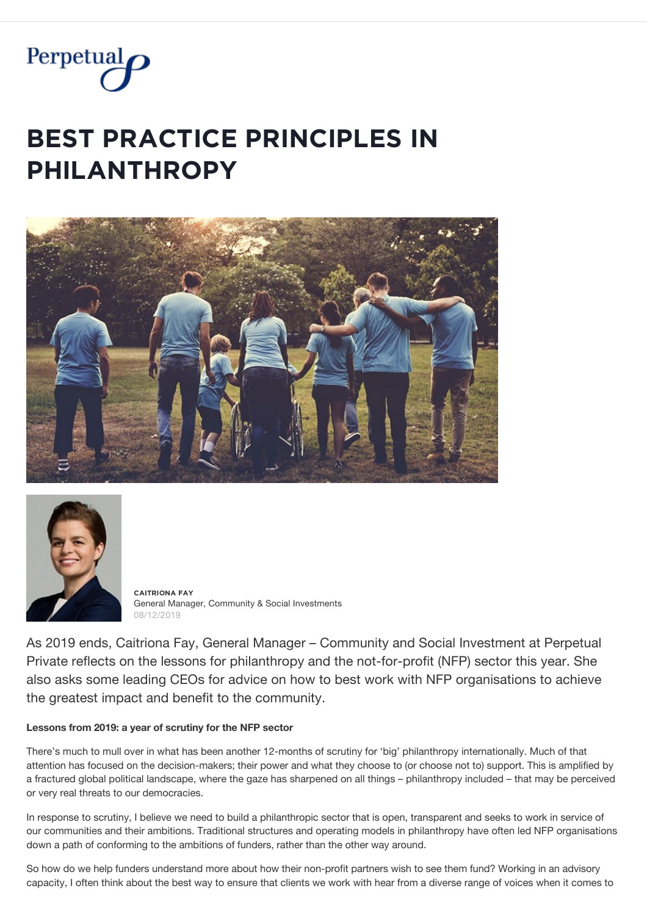Perpetual

# BEST PRACTICE PRINCIPLES IN PHILANTHROPY

**CAITRIONA FAY**
General Manager, Community & Social Investments
08/12/2019

As 2019 ends, Caitriona Fay, General Manager – Community and Social Investment at Perpetual Private reflects on the lessons for philanthropy and the not-for-profit (NFP) sector this year. She also asks some leading CEOs for advice on how to best work with NFP organisations to achieve the greatest impact and benefit to the community.

**Lessons from 2019: a year of scrutiny for the NFP sector**

There's much to mull over in what has been another 12-months of scrutiny for 'big' philanthropy internationally. Much of that attention has focused on the decision-makers; their power and what they choose to (or choose not to) support. This is amplified by a fractured global political landscape, where the gaze has sharpened on all things – philanthropy included – that may be perceived or very real threats to our democracies.

In response to scrutiny, I believe we need to build a philanthropic sector that is open, transparent and seeks to work in service of our communities and their ambitions. Traditional structures and operating models in philanthropy have often led NFP organisations down a path of conforming to the ambitions of funders, rather than the other way around.

So how do we help funders understand more about how their non-profit partners wish to see them fund? Working in an advisory capacity, I often think about the best way to ensure that clients we work with hear from a diverse range of voices when it comes to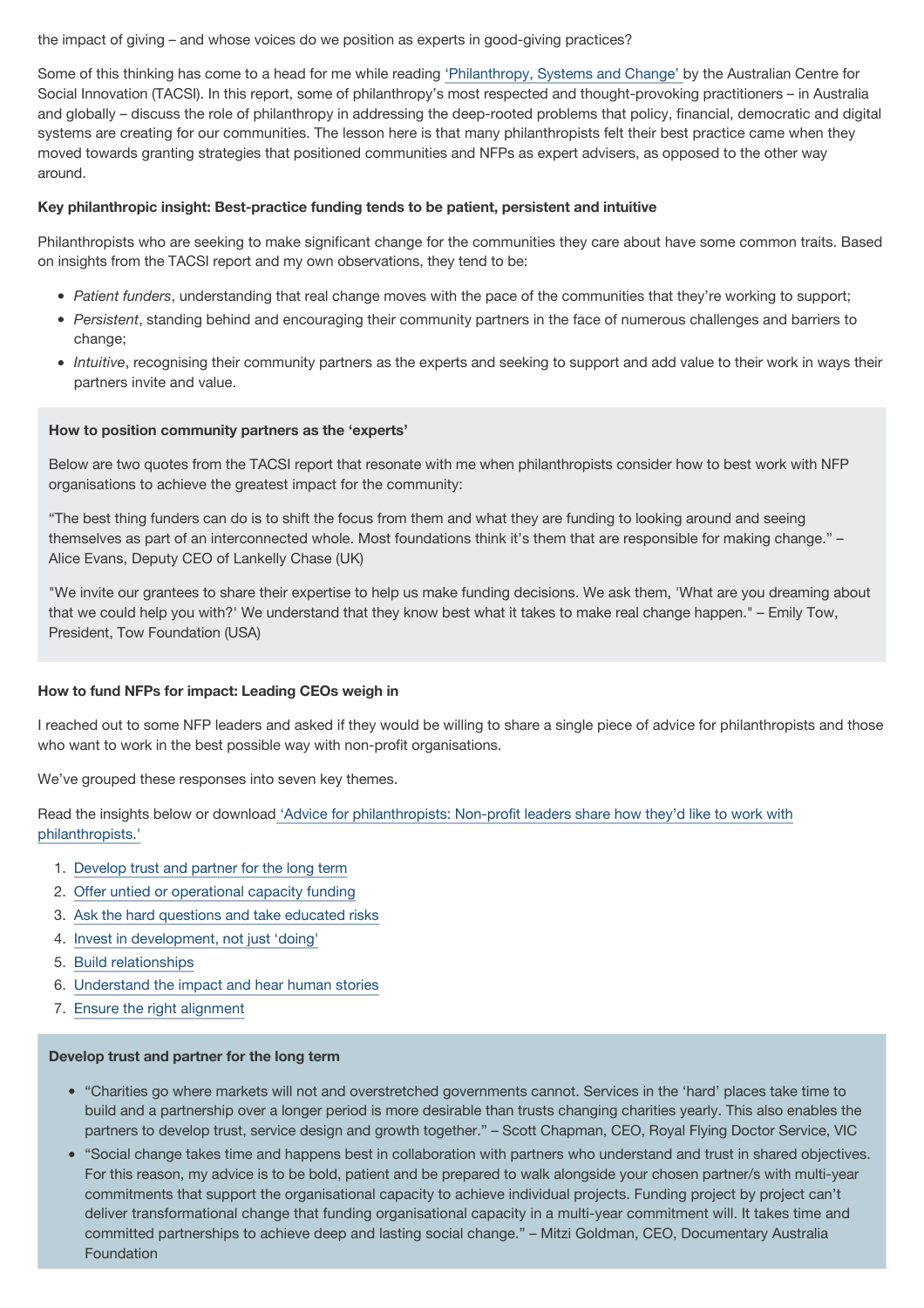the impact of giving – and whose voices do we position as experts in good-giving practices?

Some of this thinking has come to a head for me while reading ['Philanthropy, Systems and Change'] by the Australian Centre for Social Innovation (TACSI). In this report, some of philanthropy's most respected and thought-provoking practitioners – in Australia and globally – discuss the role of philanthropy in addressing the deep-rooted problems that policy, financial, democratic and digital systems are creating for our communities. The lesson here is that many philanthropists felt their best practice came when they moved towards granting strategies that positioned communities and NFPs as expert advisers, as opposed to the other way around.

**Key philanthropic insight: Best-practice funding tends to be patient, persistent and intuitive**

Philanthropists who are seeking to make significant change for the communities they care about have some common traits. Based on insights from the TACSI report and my own observations, they tend to be:

- *Patient funders*, understanding that real change moves with the pace of the communities that they're working to support;
- *Persistent*, standing behind and encouraging their community partners in the face of numerous challenges and barriers to change;
- *Intuitive*, recognising their community partners as the experts and seeking to support and add value to their work in ways their partners invite and value.

**How to position community partners as the 'experts'**

Below are two quotes from the TACSI report that resonate with me when philanthropists consider how to best work with NFP organisations to achieve the greatest impact for the community:

"The best thing funders can do is to shift the focus from them and what they are funding to looking around and seeing themselves as part of an interconnected whole. Most foundations think it's them that are responsible for making change." – Alice Evans, Deputy CEO of Lankelly Chase (UK)

"We invite our grantees to share their expertise to help us make funding decisions. We ask them, 'What are you dreaming about that we could help you with?' We understand that they know best what it takes to make real change happen." – Emily Tow, President, Tow Foundation (USA)

**How to fund NFPs for impact: Leading CEOs weigh in**

I reached out to some NFP leaders and asked if they would be willing to share a single piece of advice for philanthropists and those who want to work in the best possible way with non-profit organisations.

We've grouped these responses into seven key themes.

Read the insights below or download 'Advice for philanthropists: Non-profit leaders share how they'd like to work with philanthropists.'

1. Develop trust and partner for the long term
2. Offer untied or operational capacity funding
3. Ask the hard questions and take educated risks
4. Invest in development, not just 'doing'
5. Build relationships
6. Understand the impact and hear human stories
7. Ensure the right alignment

**Develop trust and partner for the long term**

- "Charities go where markets will not and overstretched governments cannot. Services in the 'hard' places take time to build and a partnership over a longer period is more desirable than trusts changing charities yearly. This also enables the partners to develop trust, service design and growth together." – Scott Chapman, CEO, Royal Flying Doctor Service, VIC
- "Social change takes time and happens best in collaboration with partners who understand and trust in shared objectives. For this reason, my advice is to be bold, patient and be prepared to walk alongside your chosen partner/s with multi-year commitments that support the organisational capacity to achieve individual projects. Funding project by project can't deliver transformational change that funding organisational capacity in a multi-year commitment will. It takes time and committed partnerships to achieve deep and lasting social change." – Mitzi Goldman, CEO, Documentary Australia Foundation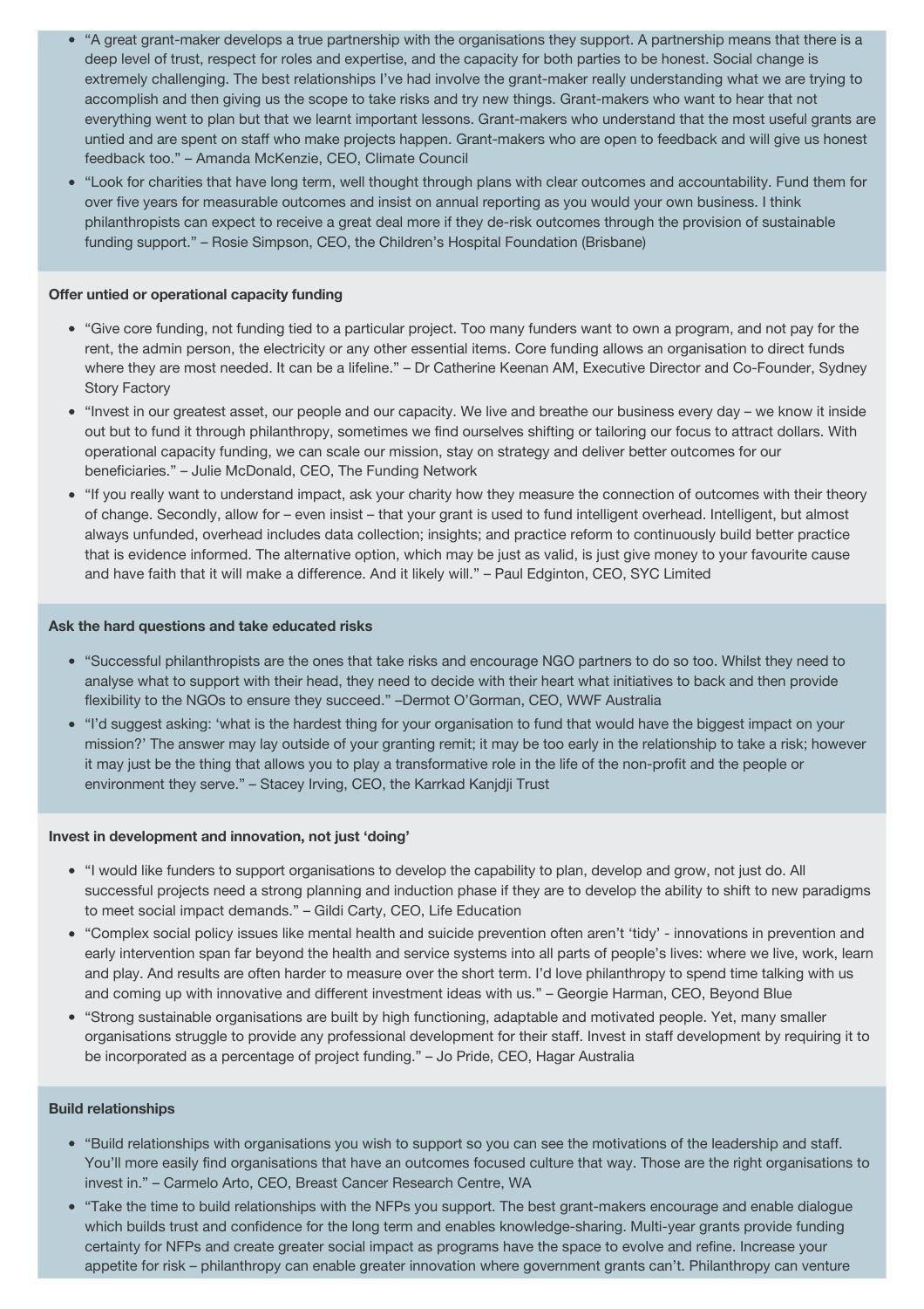- "A great grant-maker develops a true partnership with the organisations they support. A partnership means that there is a deep level of trust, respect for roles and expertise, and the capacity for both parties to be honest. Social change is extremely challenging. The best relationships I've had involve the grant-maker really understanding what we are trying to accomplish and then giving us the scope to take risks and try new things. Grant-makers who want to hear that not everything went to plan but that we learnt important lessons. Grant-makers who understand that the most useful grants are untied and are spent on staff who make projects happen. Grant-makers who are open to feedback and will give us honest feedback too." – Amanda McKenzie, CEO, Climate Council
- "Look for charities that have long term, well thought through plans with clear outcomes and accountability. Fund them for over five years for measurable outcomes and insist on annual reporting as you would your own business. I think philanthropists can expect to receive a great deal more if they de-risk outcomes through the provision of sustainable funding support." – Rosie Simpson, CEO, the Children's Hospital Foundation (Brisbane)

**Offer untied or operational capacity funding**

- "Give core funding, not funding tied to a particular project. Too many funders want to own a program, and not pay for the rent, the admin person, the electricity or any other essential items. Core funding allows an organisation to direct funds where they are most needed. It can be a lifeline." – Dr Catherine Keenan AM, Executive Director and Co-Founder, Sydney Story Factory
- "Invest in our greatest asset, our people and our capacity. We live and breathe our business every day – we know it inside out but to fund it through philanthropy, sometimes we find ourselves shifting or tailoring our focus to attract dollars. With operational capacity funding, we can scale our mission, stay on strategy and deliver better outcomes for our beneficiaries." – Julie McDonald, CEO, The Funding Network
- "If you really want to understand impact, ask your charity how they measure the connection of outcomes with their theory of change. Secondly, allow for – even insist – that your grant is used to fund intelligent overhead. Intelligent, but almost always unfunded, overhead includes data collection; insights; and practice reform to continuously build better practice that is evidence informed. The alternative option, which may be just as valid, is just give money to your favourite cause and have faith that it will make a difference. And it likely will." – Paul Edgington, CEO, SYC Limited

**Ask the hard questions and take educated risks**

- "Successful philanthropists are the ones that take risks and encourage NGO partners to do so too. Whilst they need to analyse what to support with their head, they need to decide with their heart what initiatives to back and then provide flexibility to the NGOs to ensure they succeed." –Dermot O'Gorman, CEO, WWF Australia
- "I'd suggest asking: 'what is the hardest thing for your organisation to fund that would have the biggest impact on your mission?' The answer may lay outside of your granting remit; it may be too early in the relationship to take a risk; however it may just be the thing that allows you to play a transformative role in the life of the non-profit and the people or environment they serve." – Stacey Irving, CEO, the Karrkad Kanjdji Trust

**Invest in development and innovation, not just 'doing'**

- "I would like funders to support organisations to develop the capability to plan, develop and grow, not just do. All successful projects need a strong planning and induction phase if they are to develop the ability to shift to new paradigms to meet social impact demands." – Gildi Carty, CEO, Life Education
- "Complex social policy issues like mental health and suicide prevention often aren't 'tidy' - innovations in prevention and early intervention span far beyond the health and service systems into all parts of people's lives: where we live, work, learn and play. And results are often harder to measure over the short term. I'd love philanthropy to spend time talking with us and coming up with innovative and different investment ideas with us." – Georgie Harman, CEO, Beyond Blue
- "Strong sustainable organisations are built by high functioning, adaptable and motivated people. Yet, many smaller organisations struggle to provide any professional development for their staff. Invest in staff development by requiring it to be incorporated as a percentage of project funding." – Jo Pride, CEO, Hagar Australia

**Build relationships**

- "Build relationships with organisations you wish to support so you can see the motivations of the leadership and staff. You'll more easily find organisations that have an outcomes focused culture that way. Those are the right organisations to invest in." – Carmelo Arto, CEO, Breast Cancer Research Centre, WA
- "Take the time to build relationships with the NFPs you support. The best grant-makers encourage and enable dialogue which builds trust and confidence for the long term and enables knowledge-sharing. Multi-year grants provide funding certainty for NFPs and create greater social impact as programs have the space to evolve and refine. Increase your appetite for risk – philanthropy can enable greater innovation where government grants can't. Philanthropy can venture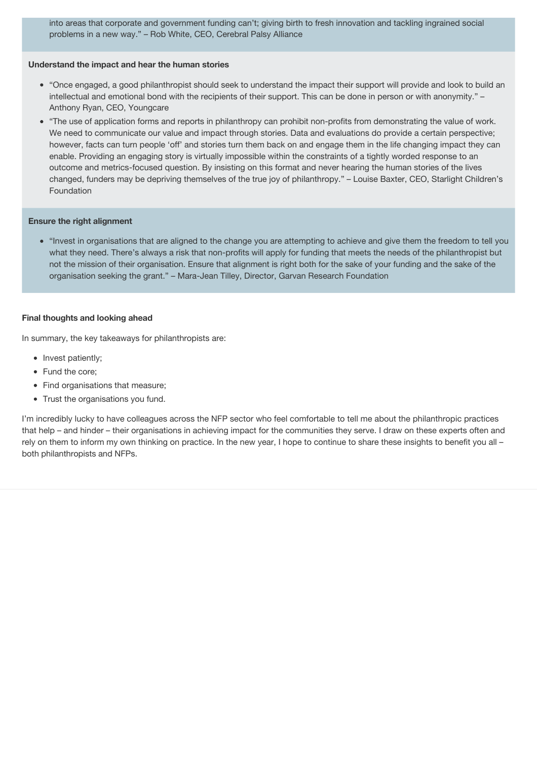into areas that corporate and government funding can't; giving birth to fresh innovation and tackling ingrained social problems in a new way." – Rob White, CEO, Cerebral Palsy Alliance

**Understand the impact and hear the human stories**

- "Once engaged, a good philanthropist should seek to understand the impact their support will provide and look to build an intellectual and emotional bond with the recipients of their support. This can be done in person or with anonymity." – Anthony Ryan, CEO, Youngcare
- "The use of application forms and reports in philanthropy can prohibit non-profits from demonstrating the value of work. We need to communicate our value and impact through stories. Data and evaluations do provide a certain perspective; however, facts can turn people 'off' and stories turn them back on and engage them in the life changing impact they can enable. Providing an engaging story is virtually impossible within the constraints of a tightly worded response to an outcome and metrics-focused question. By insisting on this format and never hearing the human stories of the lives changed, funders may be depriving themselves of the true joy of philanthropy." – Louise Baxter, CEO, Starlight Children's Foundation

**Ensure the right alignment**

- "Invest in organisations that are aligned to the change you are attempting to achieve and give them the freedom to tell you what they need. There's always a risk that non-profits will apply for funding that meets the needs of the philanthropist but not the mission of their organisation. Ensure that alignment is right both for the sake of your funding and the sake of the organisation seeking the grant." – Mara-Jean Tilley, Director, Garvan Research Foundation

**Final thoughts and looking ahead**

In summary, the key takeaways for philanthropists are:

- Invest patiently;
- Fund the core;
- Find organisations that measure;
- Trust the organisations you fund.

I'm incredibly lucky to have colleagues across the NFP sector who feel comfortable to tell me about the philanthropic practices that help – and hinder – their organisations in achieving impact for the communities they serve. I draw on these experts often and rely on them to inform my own thinking on practice. In the new year, I hope to continue to share these insights to benefit you all – both philanthropists and NFPs.